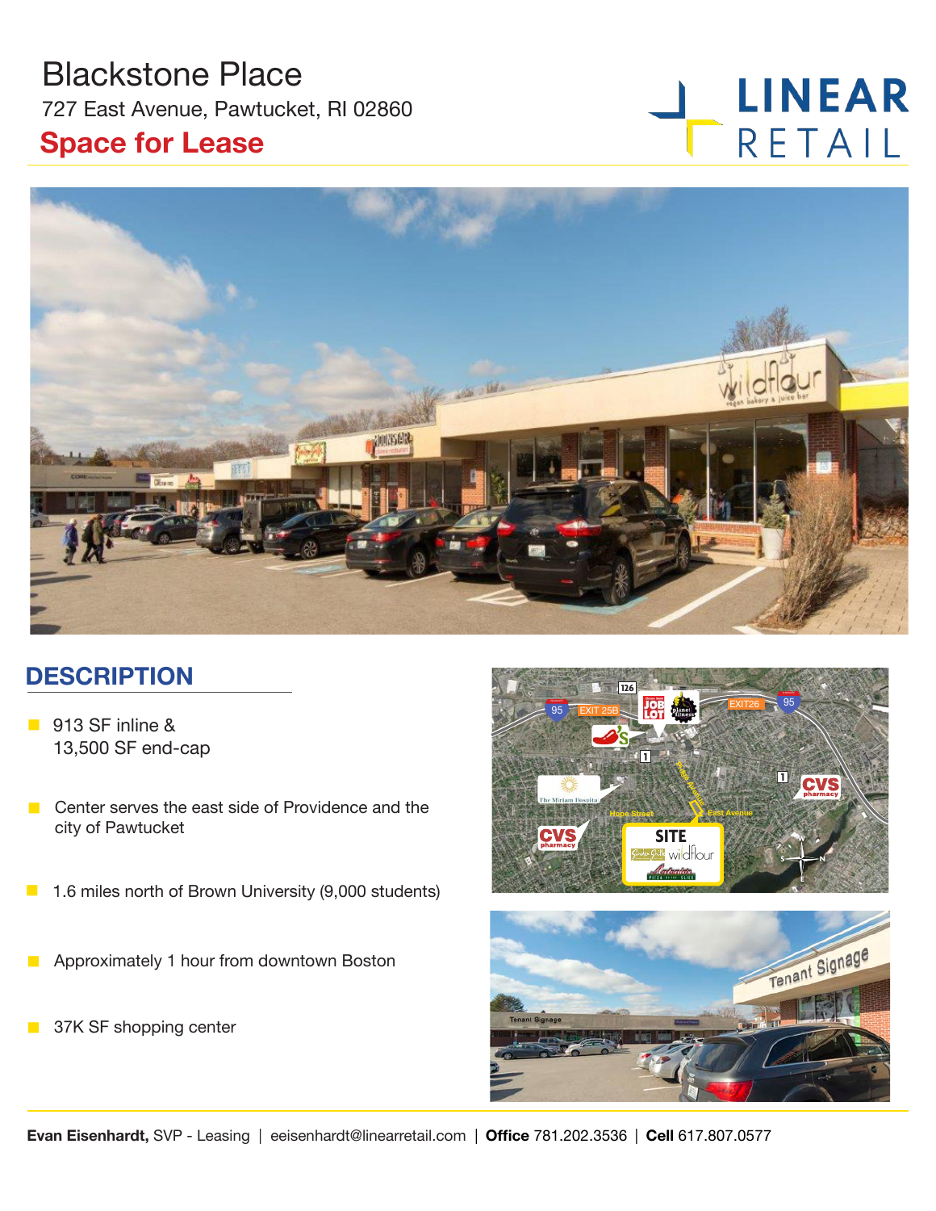# Blackstone Place

727 East Avenue, Pawtucket, RI 02860

## Space for Lease

LINEAR RETAIL

## DESCRIPTION

- 913 SF inline &
  13,500 SF end-cap
- Center serves the east side of Providence and the city of Pawtucket
- 1.6 miles north of Brown University (9,000 students)
- Approximately 1 hour from downtown Boston
- 37K SF shopping center

**Evan Eisenhardt,** SVP - Leasing | eeisenhardt@linearretail.com | **Office** 781.202.3536 | **Cell** 617.807.0577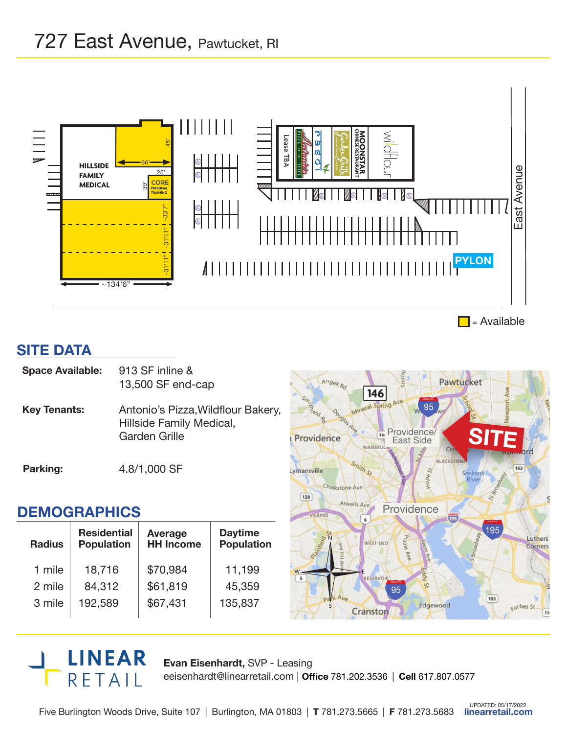# 727 East Avenue, Pawtucket, RI

HILLSIDE FAMILY MEDICAL

CORE PERSONAL TRAINING

66'

45'

25'

39'

~33'7"

~31'11"

~31'11"

~134'6"

Lease TBA

Antonio's PIZZA BY THE SLICE

Garden Grille

MOONSTAR CHINESE RESTAURANT

wildflour

PYLON

East Avenue

= Available

## SITE DATA

**Space Available:** 913 SF inline & 13,500 SF end-cap

**Key Tenants:** Antonio's Pizza, Wildflour Bakery, Hillside Family Medical, Garden Grille

**Parking:** 4.8/1,000 SF

## DEMOGRAPHICS

| Radius | Residential Population | Average HH Income | Daytime Population |
|---|---|---|---|
| 1 mile | 18,716 | $70,984 | 11,199 |
| 2 mile | 84,312 | $61,819 | 45,359 |
| 3 mile | 192,589 | $67,431 | 135,837 |

SITE

Providence/ East Side

Pawtucket

Providence

Cranston

Edgewood

LINEAR RETAIL

**Evan Eisenhardt,** SVP - Leasing
eeisenhardt@linearretail.com | **Office** 781.202.3536 | **Cell** 617.807.0577

Five Burlington Woods Drive, Suite 107 | Burlington, MA 01803 | **T** 781.273.5665 | **F** 781.273.5683 | **linearretail.com**

UPDATED: 05/17/2022